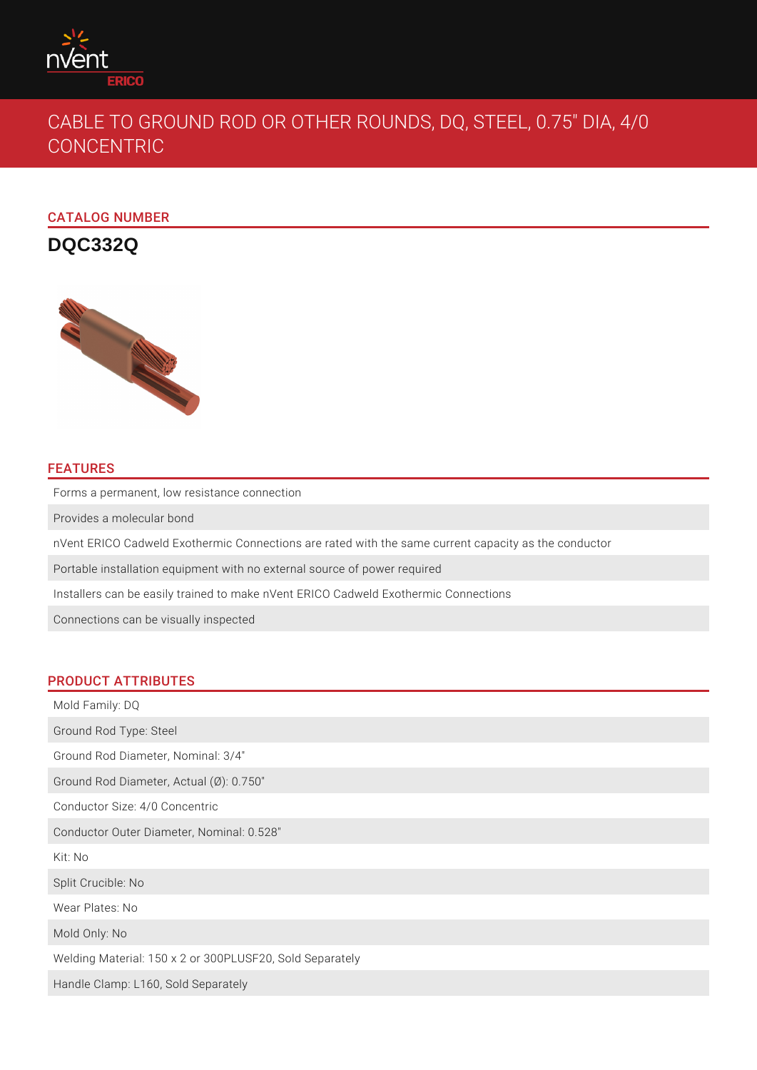# CABLE TO GROUND ROD OR OTHER ROUNDS, DQ, STEEL, 0.75" DIA, 4/0 CONCENTRIC

## CATALOG NUMBER

**DQC332Q**

## FEATURES

- Forms a permanent, low resistance connection
- Provides a molecular bond
- nVent ERICO Cadweld Exothermic Connections are rated with the same current capacity as the conductor
- Portable installation equipment with no external source of power required
- Installers can be easily trained to make nVent ERICO Cadweld Exothermic Connections
- Connections can be visually inspected

## PRODUCT ATTRIBUTES

- Mold Family: DQ
- Ground Rod Type: Steel
- Ground Rod Diameter, Nominal: 3/4"
- Ground Rod Diameter, Actual (Ø): 0.750"
- Conductor Size: 4/0 Concentric
- Conductor Outer Diameter, Nominal: 0.528"
- Kit: No
- Split Crucible: No
- Wear Plates: No
- Mold Only: No
- Welding Material: 150 x 2 or 300PLUSF20, Sold Separately
- Handle Clamp: L160, Sold Separately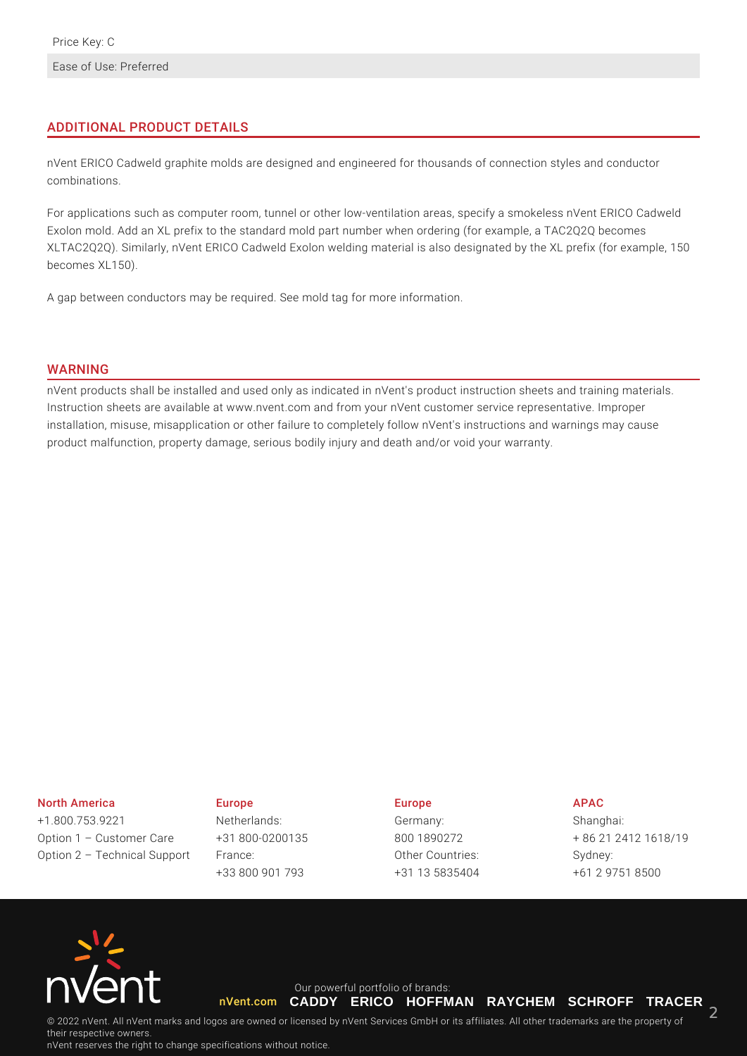Price Key: C

Ease of Use: Preferred

## ADDITIONAL PRODUCT DETAILS

nVent ERICO Cadweld graphite molds are designed and engineered for thousands of connection styles and conductor combinations.

For applications such as computer room, tunnel or other low-ventilation areas, specify a smokeless nVent ERICO Cadweld Exolon mold. Add an XL prefix to the standard mold part number when ordering (for example, a TAC2Q2Q becomes XLTAC2Q2Q). Similarly, nVent ERICO Cadweld Exolon welding material is also designated by the XL prefix (for example, 150 becomes XL150).

A gap between conductors may be required. See mold tag for more information.

## WARNING

nVent products shall be installed and used only as indicated in nVent's product instruction sheets and training materials. Instruction sheets are available at www.nvent.com and from your nVent customer service representative. Improper installation, misuse, misapplication or other failure to completely follow nVent's instructions and warnings may cause product malfunction, property damage, serious bodily injury and death and/or void your warranty.

**North America**
+1.800.753.9221
Option 1 – Customer Care
Option 2 – Technical Support

**Europe**
Netherlands:
+31 800-0200135
France:
+33 800 901 793

**Europe**
Germany:
800 1890272
Other Countries:
+31 13 5835404

**APAC**
Shanghai:
+ 86 21 2412 1618/19
Sydney:
+61 2 9751 8500

Our powerful portfolio of brands:
nVent.com CADDY ERICO HOFFMAN RAYCHEM SCHROFF TRACER

© 2022 nVent. All nVent marks and logos are owned or licensed by nVent Services GmbH or its affiliates. All other trademarks are the property of their respective owners.
nVent reserves the right to change specifications without notice.